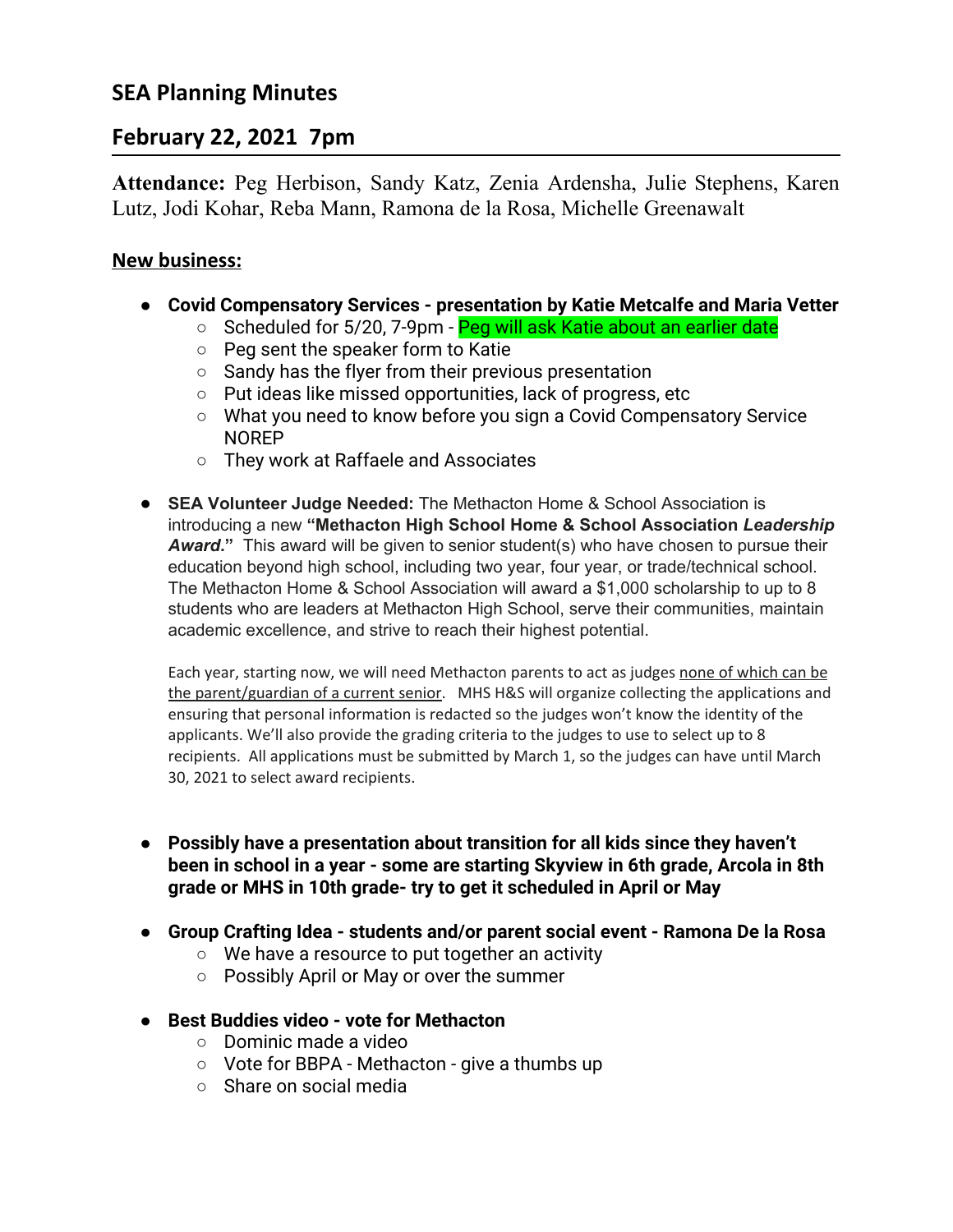## SEA Planning Minutes

## February 22, 2021  7pm

**Attendance:** Peg Herbison, Sandy Katz, Zenia Ardensha, Julie Stephens, Karen Lutz, Jodi Kohar, Reba Mann, Ramona de la Rosa, Michelle Greenawalt

**New business:**

- **Covid Compensatory Services - presentation by Katie Metcalfe and Maria Vetter**
  - Scheduled for 5/20, 7-9pm - Peg will ask Katie about an earlier date
  - Peg sent the speaker form to Katie
  - Sandy has the flyer from their previous presentation
  - Put ideas like missed opportunities, lack of progress, etc
  - What you need to know before you sign a Covid Compensatory Service NOREP
  - They work at Raffaele and Associates

- **SEA Volunteer Judge Needed:** The Methacton Home & School Association is introducing a new **"Methacton High School Home & School Association *Leadership Award*."** This award will be given to senior student(s) who have chosen to pursue their education beyond high school, including two year, four year, or trade/technical school. The Methacton Home & School Association will award a $1,000 scholarship to up to 8 students who are leaders at Methacton High School, serve their communities, maintain academic excellence, and strive to reach their highest potential.

  Each year, starting now, we will need Methacton parents to act as judges none of which can be the parent/guardian of a current senior. MHS H&S will organize collecting the applications and ensuring that personal information is redacted so the judges won't know the identity of the applicants. We'll also provide the grading criteria to the judges to use to select up to 8 recipients. All applications must be submitted by March 1, so the judges can have until March 30, 2021 to select award recipients.

- **Possibly have a presentation about transition for all kids since they haven't been in school in a year - some are starting Skyview in 6th grade, Arcola in 8th grade or MHS in 10th grade- try to get it scheduled in April or May**

- **Group Crafting Idea - students and/or parent social event - Ramona De la Rosa**
  - We have a resource to put together an activity
  - Possibly April or May or over the summer

- **Best Buddies video - vote for Methacton**
  - Dominic made a video
  - Vote for BBPA - Methacton - give a thumbs up
  - Share on social media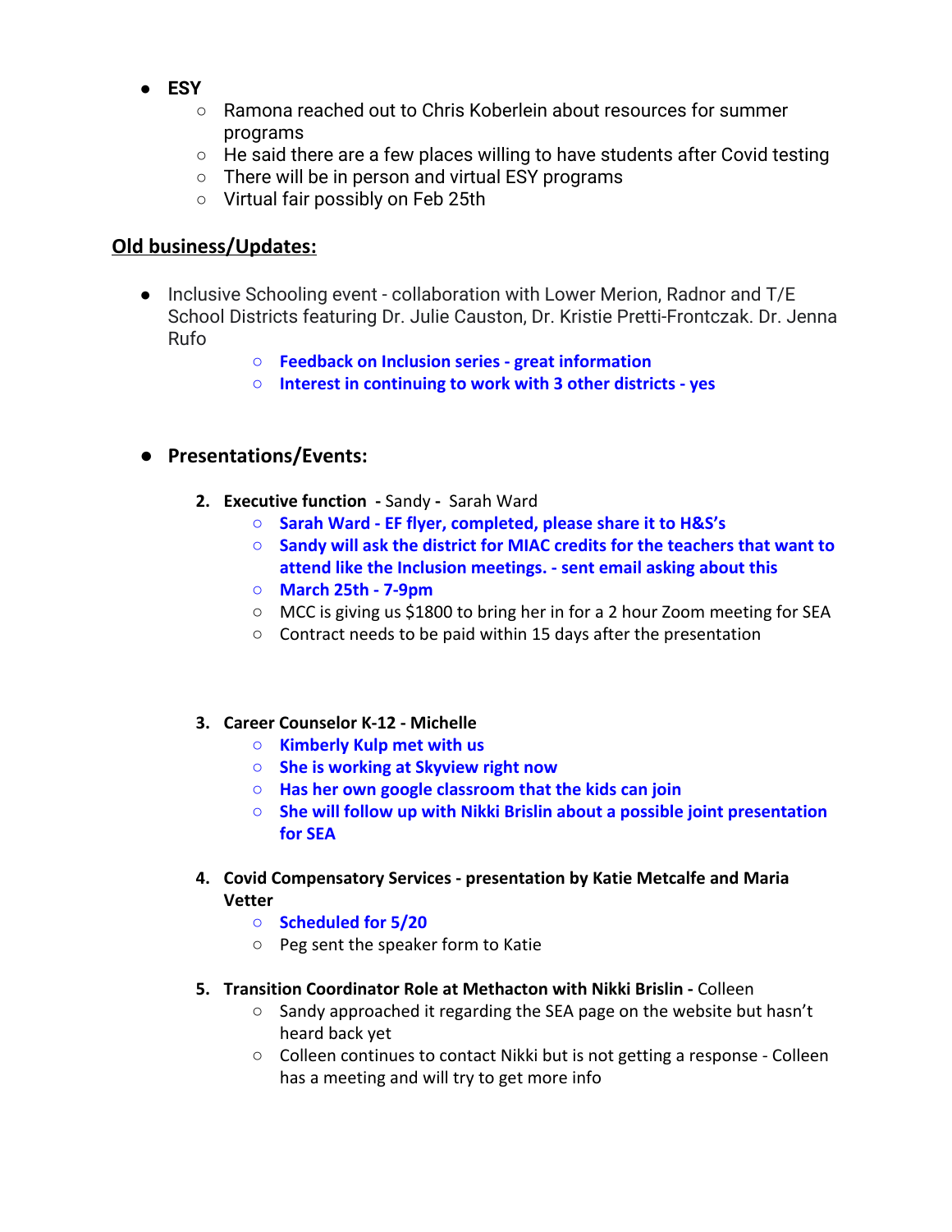- **ESY**
  - Ramona reached out to Chris Koberlein about resources for summer programs
  - He said there are a few places willing to have students after Covid testing
  - There will be in person and virtual ESY programs
  - Virtual fair possibly on Feb 25th

## Old business/Updates:

- Inclusive Schooling event - collaboration with Lower Merion, Radnor and T/E School Districts featuring Dr. Julie Causton, Dr. Kristie Pretti-Frontczak. Dr. Jenna Rufo
  - **Feedback on Inclusion series - great information**
  - **Interest in continuing to work with 3 other districts - yes**

- **Presentations/Events:**

  2. **Executive function - Sandy -** Sarah Ward
     - **Sarah Ward - EF flyer, completed, please share it to H&S's**
     - **Sandy will ask the district for MIAC credits for the teachers that want to attend like the Inclusion meetings. - sent email asking about this**
     - **March 25th - 7-9pm**
     - MCC is giving us $1800 to bring her in for a 2 hour Zoom meeting for SEA
     - Contract needs to be paid within 15 days after the presentation

  3. **Career Counselor K-12 - Michelle**
     - **Kimberly Kulp met with us**
     - **She is working at Skyview right now**
     - **Has her own google classroom that the kids can join**
     - **She will follow up with Nikki Brislin about a possible joint presentation for SEA**

  4. **Covid Compensatory Services - presentation by Katie Metcalfe and Maria Vetter**
     - **Scheduled for 5/20**
     - Peg sent the speaker form to Katie

  5. **Transition Coordinator Role at Methacton with Nikki Brislin -** Colleen
     - Sandy approached it regarding the SEA page on the website but hasn't heard back yet
     - Colleen continues to contact Nikki but is not getting a response - Colleen has a meeting and will try to get more info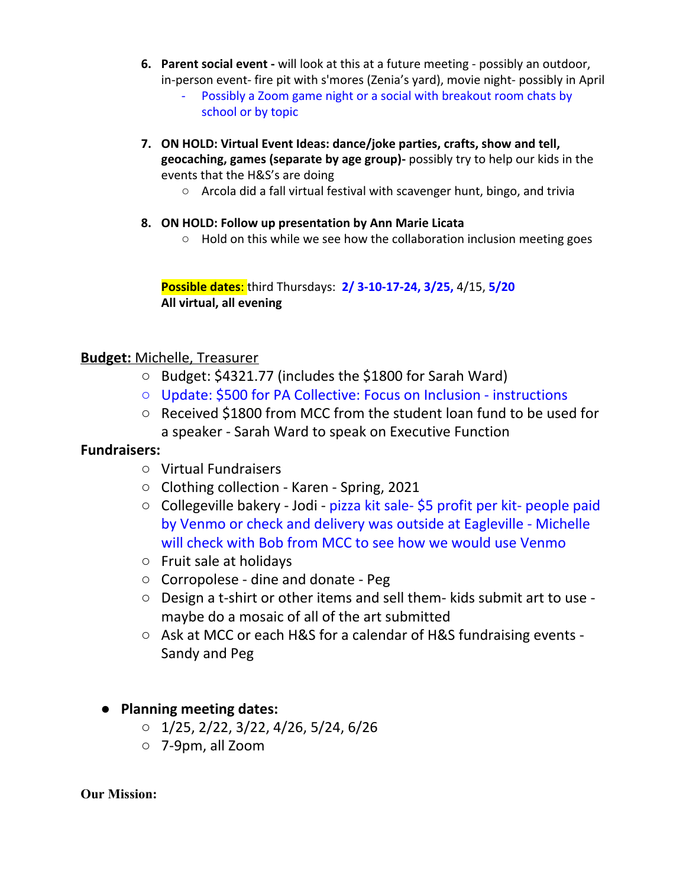6. **Parent social event -** will look at this at a future meeting - possibly an outdoor, in-person event- fire pit with s'mores (Zenia's yard), movie night- possibly in April
    - Possibly a Zoom game night or a social with breakout room chats by school or by topic

7. **ON HOLD: Virtual Event Ideas: dance/joke parties, crafts, show and tell, geocaching, games (separate by age group)-** possibly try to help our kids in the events that the H&S's are doing
    - Arcola did a fall virtual festival with scavenger hunt, bingo, and trivia

8. **ON HOLD: Follow up presentation by Ann Marie Licata**
    - Hold on this while we see how the collaboration inclusion meeting goes

**Possible dates**: third Thursdays: **2/ 3-10-17-24, 3/25,** 4/15, **5/20**
**All virtual, all evening**

**Budget:** Michelle, Treasurer

- Budget: $4321.77 (includes the $1800 for Sarah Ward)
- Update: $500 for PA Collective: Focus on Inclusion - instructions
- Received $1800 from MCC from the student loan fund to be used for a speaker - Sarah Ward to speak on Executive Function

**Fundraisers:**

- Virtual Fundraisers
- Clothing collection - Karen - Spring, 2021
- Collegeville bakery - Jodi - pizza kit sale- $5 profit per kit- people paid by Venmo or check and delivery was outside at Eagleville - Michelle will check with Bob from MCC to see how we would use Venmo
- Fruit sale at holidays
- Corropolese - dine and donate - Peg
- Design a t-shirt or other items and sell them- kids submit art to use - maybe do a mosaic of all of the art submitted
- Ask at MCC or each H&S for a calendar of H&S fundraising events - Sandy and Peg

- **Planning meeting dates:**
    - 1/25, 2/22, 3/22, 4/26, 5/24, 6/26
    - 7-9pm, all Zoom

**Our Mission:**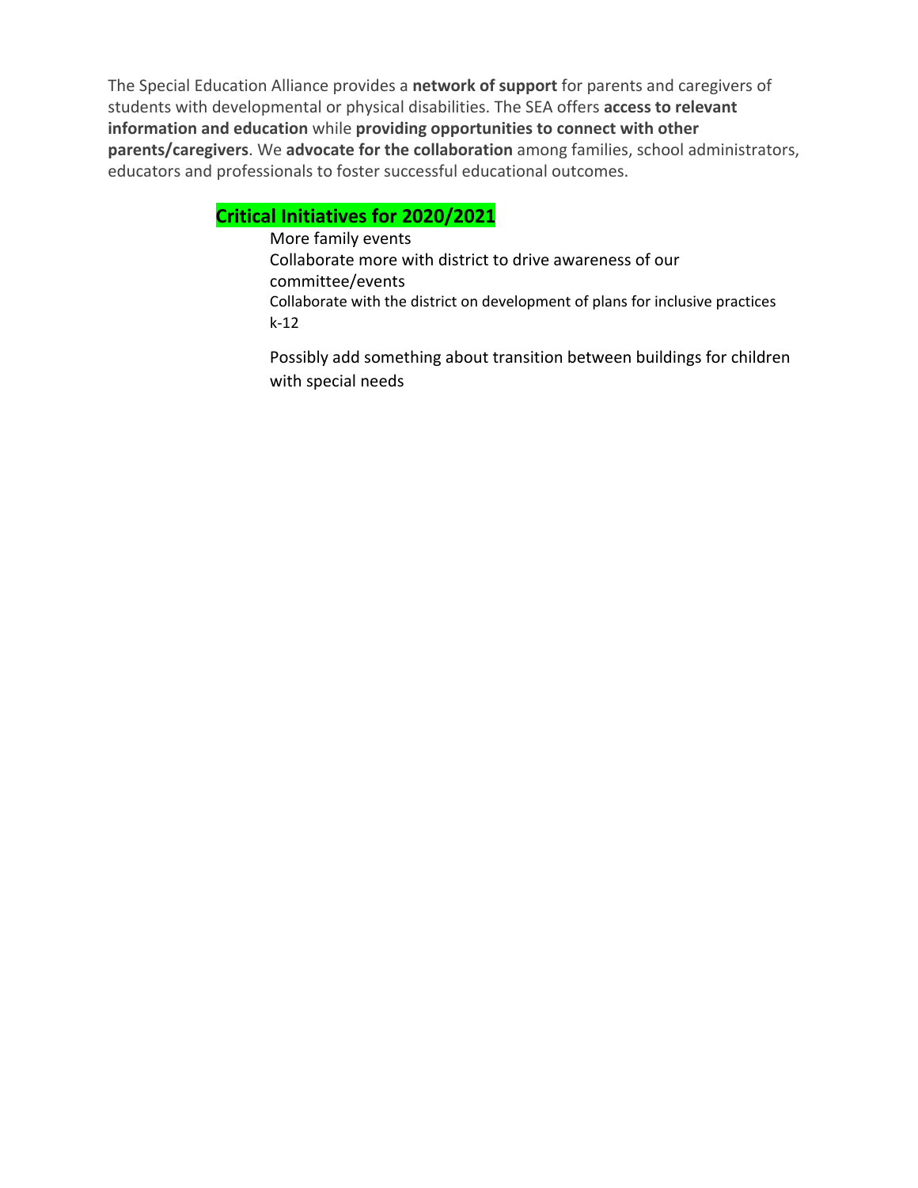The Special Education Alliance provides a **network of support** for parents and caregivers of students with developmental or physical disabilities. The SEA offers **access to relevant information and education** while **providing opportunities to connect with other parents/caregivers**. We **advocate for the collaboration** among families, school administrators, educators and professionals to foster successful educational outcomes.

## Critical Initiatives for 2020/2021

More family events

Collaborate more with district to drive awareness of our committee/events

Collaborate with the district on development of plans for inclusive practices k-12

Possibly add something about transition between buildings for children with special needs